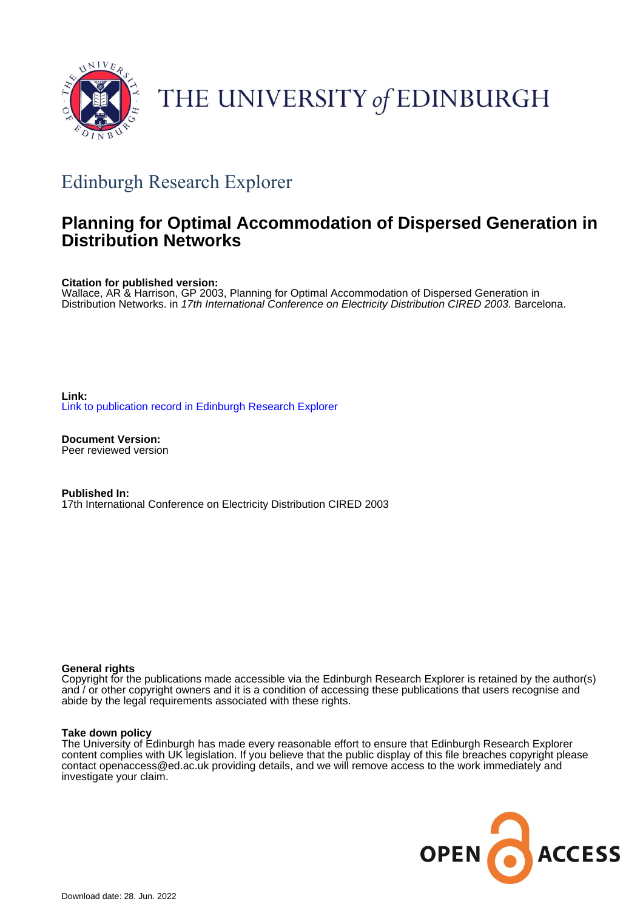THE UNIVERSITY *of* EDINBURGH

## Edinburgh Research Explorer

# Planning for Optimal Accommodation of Dispersed Generation in Distribution Networks

**Citation for published version:**
Wallace, AR & Harrison, GP 2003, Planning for Optimal Accommodation of Dispersed Generation in Distribution Networks. in *17th International Conference on Electricity Distribution CIRED 2003.* Barcelona.

**Link:**
Link to publication record in Edinburgh Research Explorer

**Document Version:**
Peer reviewed version

**Published In:**
17th International Conference on Electricity Distribution CIRED 2003

**General rights**
Copyright for the publications made accessible via the Edinburgh Research Explorer is retained by the author(s) and / or other copyright owners and it is a condition of accessing these publications that users recognise and abide by the legal requirements associated with these rights.

**Take down policy**
The University of Edinburgh has made every reasonable effort to ensure that Edinburgh Research Explorer content complies with UK legislation. If you believe that the public display of this file breaches copyright please contact openaccess@ed.ac.uk providing details, and we will remove access to the work immediately and investigate your claim.

Download date: 28. Jun. 2022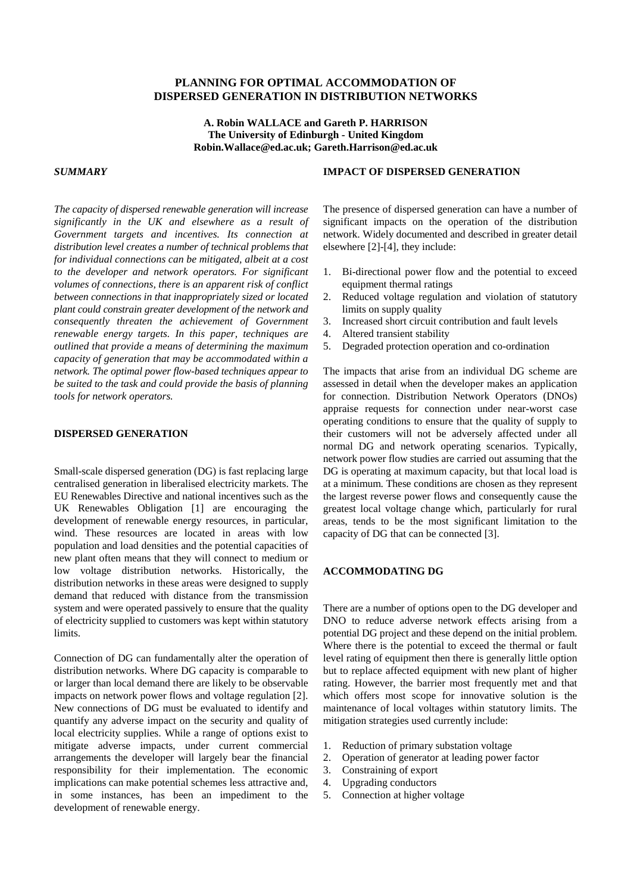# PLANNING FOR OPTIMAL ACCOMMODATION OF DISPERSED GENERATION IN DISTRIBUTION NETWORKS

**A. Robin WALLACE and Gareth P. HARRISON**
**The University of Edinburgh - United Kingdom**
**Robin.Wallace@ed.ac.uk; Gareth.Harrison@ed.ac.uk**

### *SUMMARY*

*The capacity of dispersed renewable generation will increase significantly in the UK and elsewhere as a result of Government targets and incentives. Its connection at distribution level creates a number of technical problems that for individual connections can be mitigated, albeit at a cost to the developer and network operators. For significant volumes of connections, there is an apparent risk of conflict between connections in that inappropriately sized or located plant could constrain greater development of the network and consequently threaten the achievement of Government renewable energy targets. In this paper, techniques are outlined that provide a means of determining the maximum capacity of generation that may be accommodated within a network. The optimal power flow-based techniques appear to be suited to the task and could provide the basis of planning tools for network operators.*

### DISPERSED GENERATION

Small-scale dispersed generation (DG) is fast replacing large centralised generation in liberalised electricity markets. The EU Renewables Directive and national incentives such as the UK Renewables Obligation [1] are encouraging the development of renewable energy resources, in particular, wind. These resources are located in areas with low population and load densities and the potential capacities of new plant often means that they will connect to medium or low voltage distribution networks. Historically, the distribution networks in these areas were designed to supply demand that reduced with distance from the transmission system and were operated passively to ensure that the quality of electricity supplied to customers was kept within statutory limits.

Connection of DG can fundamentally alter the operation of distribution networks. Where DG capacity is comparable to or larger than local demand there are likely to be observable impacts on network power flows and voltage regulation [2]. New connections of DG must be evaluated to identify and quantify any adverse impact on the security and quality of local electricity supplies. While a range of options exist to mitigate adverse impacts, under current commercial arrangements the developer will largely bear the financial responsibility for their implementation. The economic implications can make potential schemes less attractive and, in some instances, has been an impediment to the development of renewable energy.

### IMPACT OF DISPERSED GENERATION

The presence of dispersed generation can have a number of significant impacts on the operation of the distribution network. Widely documented and described in greater detail elsewhere [2]-[4], they include:

1. Bi-directional power flow and the potential to exceed equipment thermal ratings
2. Reduced voltage regulation and violation of statutory limits on supply quality
3. Increased short circuit contribution and fault levels
4. Altered transient stability
5. Degraded protection operation and co-ordination

The impacts that arise from an individual DG scheme are assessed in detail when the developer makes an application for connection. Distribution Network Operators (DNOs) appraise requests for connection under near-worst case operating conditions to ensure that the quality of supply to their customers will not be adversely affected under all normal DG and network operating scenarios. Typically, network power flow studies are carried out assuming that the DG is operating at maximum capacity, but that local load is at a minimum. These conditions are chosen as they represent the largest reverse power flows and consequently cause the greatest local voltage change which, particularly for rural areas, tends to be the most significant limitation to the capacity of DG that can be connected [3].

### ACCOMMODATING DG

There are a number of options open to the DG developer and DNO to reduce adverse network effects arising from a potential DG project and these depend on the initial problem. Where there is the potential to exceed the thermal or fault level rating of equipment then there is generally little option but to replace affected equipment with new plant of higher rating. However, the barrier most frequently met and that which offers most scope for innovative solution is the maintenance of local voltages within statutory limits. The mitigation strategies used currently include:

1. Reduction of primary substation voltage
2. Operation of generator at leading power factor
3. Constraining of export
4. Upgrading conductors
5. Connection at higher voltage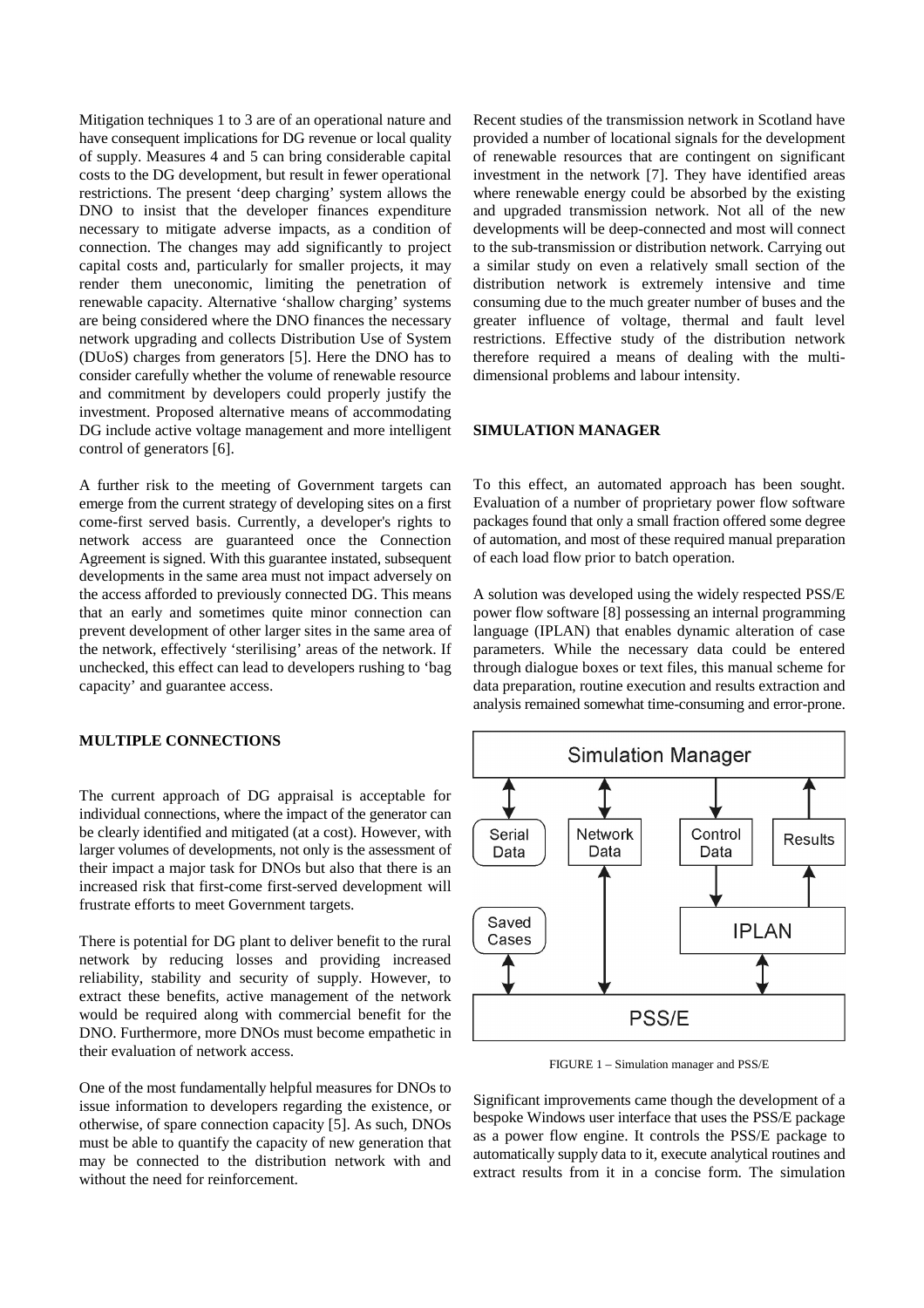Mitigation techniques 1 to 3 are of an operational nature and have consequent implications for DG revenue or local quality of supply. Measures 4 and 5 can bring considerable capital costs to the DG development, but result in fewer operational restrictions. The present 'deep charging' system allows the DNO to insist that the developer finances expenditure necessary to mitigate adverse impacts, as a condition of connection. The changes may add significantly to project capital costs and, particularly for smaller projects, it may render them uneconomic, limiting the penetration of renewable capacity. Alternative 'shallow charging' systems are being considered where the DNO finances the necessary network upgrading and collects Distribution Use of System (DUoS) charges from generators [5]. Here the DNO has to consider carefully whether the volume of renewable resource and commitment by developers could properly justify the investment. Proposed alternative means of accommodating DG include active voltage management and more intelligent control of generators [6].

A further risk to the meeting of Government targets can emerge from the current strategy of developing sites on a first come-first served basis. Currently, a developer's rights to network access are guaranteed once the Connection Agreement is signed. With this guarantee instated, subsequent developments in the same area must not impact adversely on the access afforded to previously connected DG. This means that an early and sometimes quite minor connection can prevent development of other larger sites in the same area of the network, effectively 'sterilising' areas of the network. If unchecked, this effect can lead to developers rushing to 'bag capacity' and guarantee access.

## MULTIPLE CONNECTIONS

The current approach of DG appraisal is acceptable for individual connections, where the impact of the generator can be clearly identified and mitigated (at a cost). However, with larger volumes of developments, not only is the assessment of their impact a major task for DNOs but also that there is an increased risk that first-come first-served development will frustrate efforts to meet Government targets.

There is potential for DG plant to deliver benefit to the rural network by reducing losses and providing increased reliability, stability and security of supply. However, to extract these benefits, active management of the network would be required along with commercial benefit for the DNO. Furthermore, more DNOs must become empathetic in their evaluation of network access.

One of the most fundamentally helpful measures for DNOs to issue information to developers regarding the existence, or otherwise, of spare connection capacity [5]. As such, DNOs must be able to quantify the capacity of new generation that may be connected to the distribution network with and without the need for reinforcement.

Recent studies of the transmission network in Scotland have provided a number of locational signals for the development of renewable resources that are contingent on significant investment in the network [7]. They have identified areas where renewable energy could be absorbed by the existing and upgraded transmission network. Not all of the new developments will be deep-connected and most will connect to the sub-transmission or distribution network. Carrying out a similar study on even a relatively small section of the distribution network is extremely intensive and time consuming due to the much greater number of buses and the greater influence of voltage, thermal and fault level restrictions. Effective study of the distribution network therefore required a means of dealing with the multi-dimensional problems and labour intensity.

## SIMULATION MANAGER

To this effect, an automated approach has been sought. Evaluation of a number of proprietary power flow software packages found that only a small fraction offered some degree of automation, and most of these required manual preparation of each load flow prior to batch operation.

A solution was developed using the widely respected PSS/E power flow software [8] possessing an internal programming language (IPLAN) that enables dynamic alteration of case parameters. While the necessary data could be entered through dialogue boxes or text files, this manual scheme for data preparation, routine execution and results extraction and analysis remained somewhat time-consuming and error-prone.

FIGURE 1 – Simulation manager and PSS/E

Significant improvements came though the development of a bespoke Windows user interface that uses the PSS/E package as a power flow engine. It controls the PSS/E package to automatically supply data to it, execute analytical routines and extract results from it in a concise form. The simulation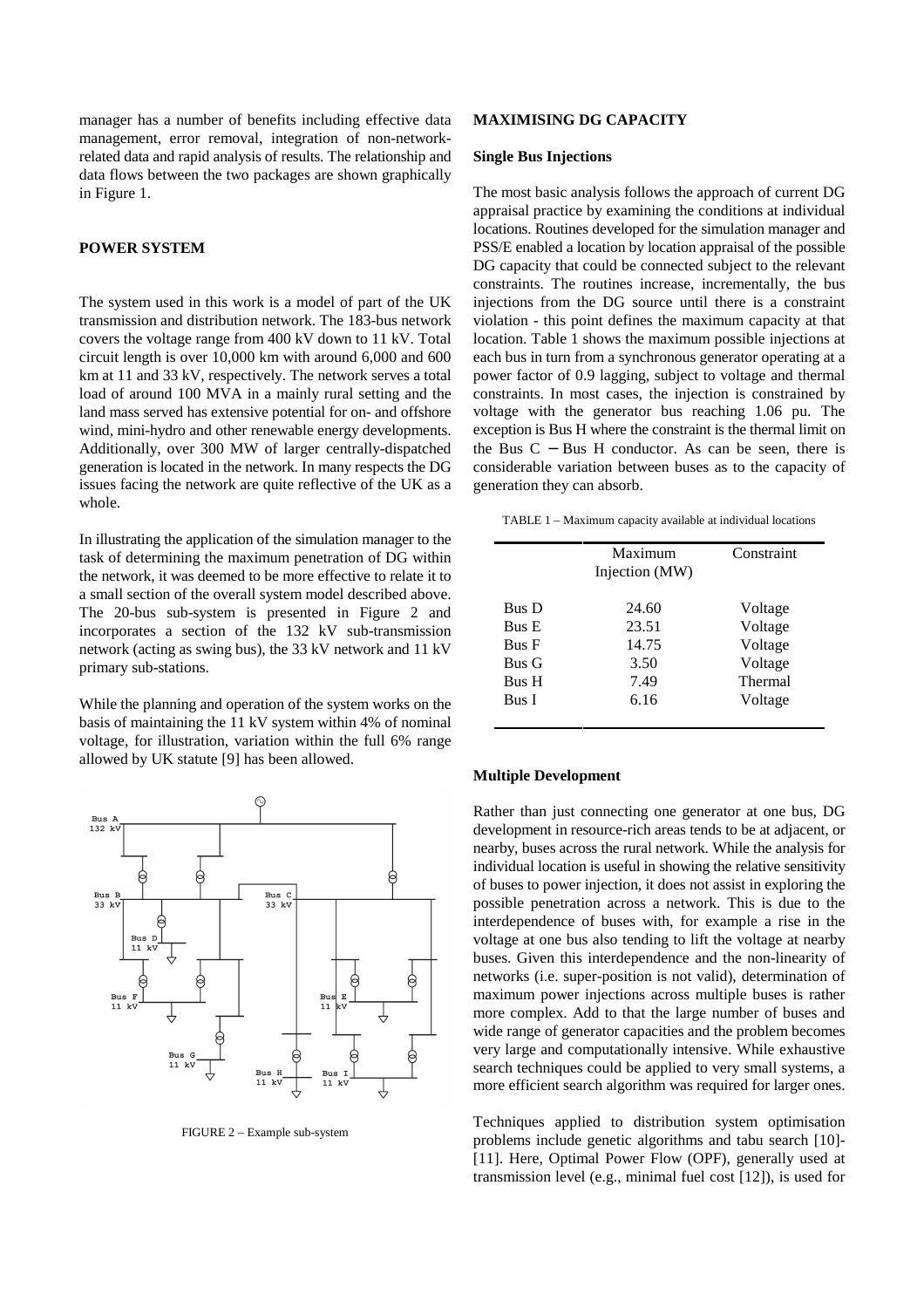manager has a number of benefits including effective data management, error removal, integration of non-network-related data and rapid analysis of results. The relationship and data flows between the two packages are shown graphically in Figure 1.

## POWER SYSTEM

The system used in this work is a model of part of the UK transmission and distribution network. The 183-bus network covers the voltage range from 400 kV down to 11 kV. Total circuit length is over 10,000 km with around 6,000 and 600 km at 11 and 33 kV, respectively. The network serves a total load of around 100 MVA in a mainly rural setting and the land mass served has extensive potential for on- and offshore wind, mini-hydro and other renewable energy developments. Additionally, over 300 MW of larger centrally-dispatched generation is located in the network. In many respects the DG issues facing the network are quite reflective of the UK as a whole.

In illustrating the application of the simulation manager to the task of determining the maximum penetration of DG within the network, it was deemed to be more effective to relate it to a small section of the overall system model described above. The 20-bus sub-system is presented in Figure 2 and incorporates a section of the 132 kV sub-transmission network (acting as swing bus), the 33 kV network and 11 kV primary sub-stations.

While the planning and operation of the system works on the basis of maintaining the 11 kV system within 4% of nominal voltage, for illustration, variation within the full 6% range allowed by UK statute [9] has been allowed.

FIGURE 2 – Example sub-system

## MAXIMISING DG CAPACITY

### Single Bus Injections

The most basic analysis follows the approach of current DG appraisal practice by examining the conditions at individual locations. Routines developed for the simulation manager and PSS/E enabled a location by location appraisal of the possible DG capacity that could be connected subject to the relevant constraints. The routines increase, incrementally, the bus injections from the DG source until there is a constraint violation - this point defines the maximum capacity at that location. Table 1 shows the maximum possible injections at each bus in turn from a synchronous generator operating at a power factor of 0.9 lagging, subject to voltage and thermal constraints. In most cases, the injection is constrained by voltage with the generator bus reaching 1.06 pu. The exception is Bus H where the constraint is the thermal limit on the Bus C – Bus H conductor. As can be seen, there is considerable variation between buses as to the capacity of generation they can absorb.

TABLE 1 – Maximum capacity available at individual locations

| | Maximum Injection (MW) | Constraint |
|---|---|---|
| Bus D | 24.60 | Voltage |
| Bus E | 23.51 | Voltage |
| Bus F | 14.75 | Voltage |
| Bus G | 3.50 | Voltage |
| Bus H | 7.49 | Thermal |
| Bus I | 6.16 | Voltage |

### Multiple Development

Rather than just connecting one generator at one bus, DG development in resource-rich areas tends to be at adjacent, or nearby, buses across the rural network. While the analysis for individual location is useful in showing the relative sensitivity of buses to power injection, it does not assist in exploring the possible penetration across a network. This is due to the interdependence of buses with, for example a rise in the voltage at one bus also tending to lift the voltage at nearby buses. Given this interdependence and the non-linearity of networks (i.e. super-position is not valid), determination of maximum power injections across multiple buses is rather more complex. Add to that the large number of buses and wide range of generator capacities and the problem becomes very large and computationally intensive. While exhaustive search techniques could be applied to very small systems, a more efficient search algorithm was required for larger ones.

Techniques applied to distribution system optimisation problems include genetic algorithms and tabu search [10]-[11]. Here, Optimal Power Flow (OPF), generally used at transmission level (e.g., minimal fuel cost [12]), is used for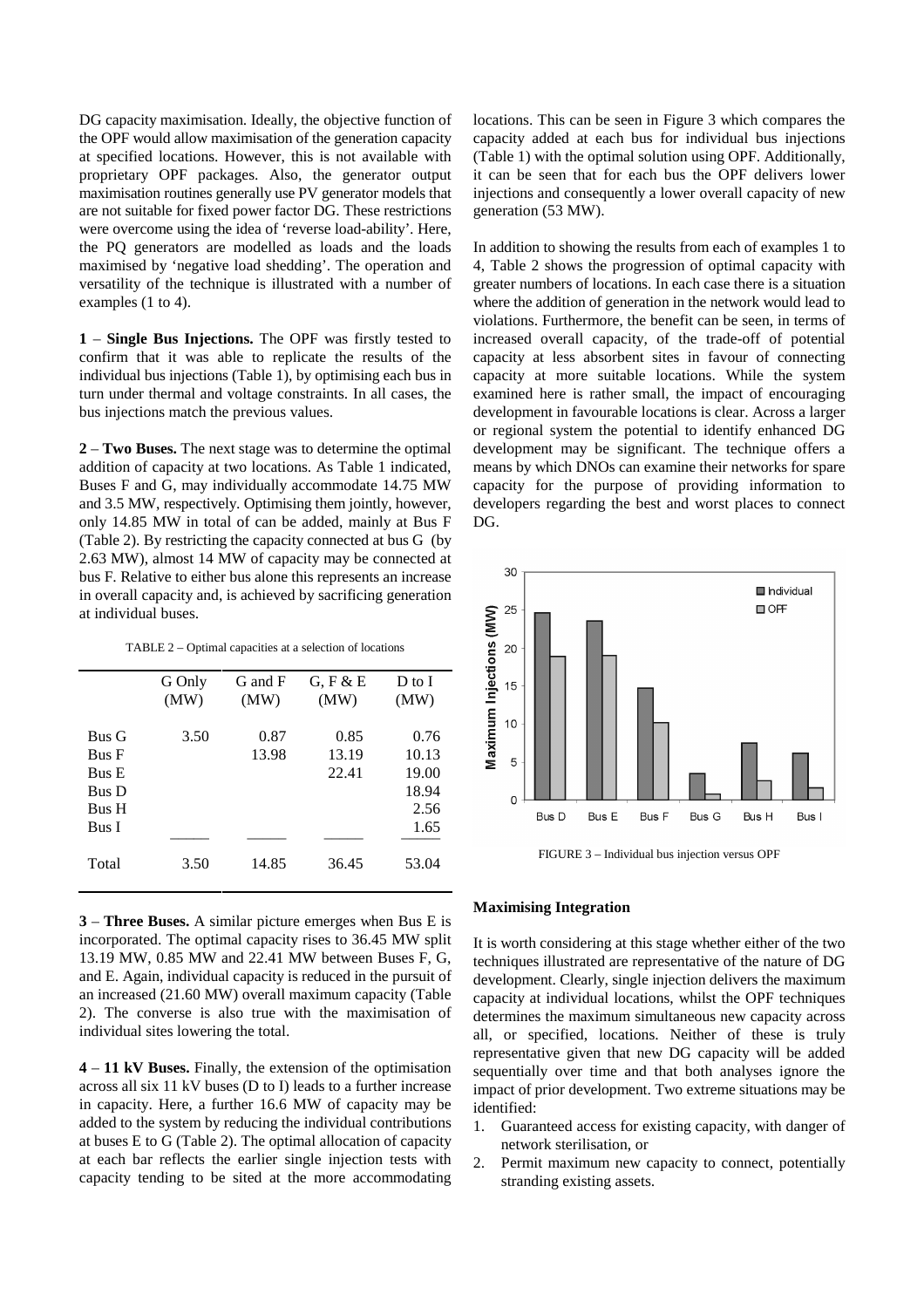DG capacity maximisation. Ideally, the objective function of the OPF would allow maximisation of the generation capacity at specified locations. However, this is not available with proprietary OPF packages. Also, the generator output maximisation routines generally use PV generator models that are not suitable for fixed power factor DG. These restrictions were overcome using the idea of 'reverse load-ability'. Here, the PQ generators are modelled as loads and the loads maximised by 'negative load shedding'. The operation and versatility of the technique is illustrated with a number of examples (1 to 4).

**1** – **Single Bus Injections.** The OPF was firstly tested to confirm that it was able to replicate the results of the individual bus injections (Table 1), by optimising each bus in turn under thermal and voltage constraints. In all cases, the bus injections match the previous values.

**2** – **Two Buses.** The next stage was to determine the optimal addition of capacity at two locations. As Table 1 indicated, Buses F and G, may individually accommodate 14.75 MW and 3.5 MW, respectively. Optimising them jointly, however, only 14.85 MW in total of can be added, mainly at Bus F (Table 2). By restricting the capacity connected at bus G (by 2.63 MW), almost 14 MW of capacity may be connected at bus F. Relative to either bus alone this represents an increase in overall capacity and, is achieved by sacrificing generation at individual buses.

TABLE 2 – Optimal capacities at a selection of locations

|  | G Only (MW) | G and F (MW) | G, F & E (MW) | D to I (MW) |
|---|---|---|---|---|
| Bus G | 3.50 | 0.87 | 0.85 | 0.76 |
| Bus F |  | 13.98 | 13.19 | 10.13 |
| Bus E |  |  | 22.41 | 19.00 |
| Bus D |  |  |  | 18.94 |
| Bus H |  |  |  | 2.56 |
| Bus I |  |  |  | 1.65 |
| Total | 3.50 | 14.85 | 36.45 | 53.04 |

**3** – **Three Buses.** A similar picture emerges when Bus E is incorporated. The optimal capacity rises to 36.45 MW split 13.19 MW, 0.85 MW and 22.41 MW between Buses F, G, and E. Again, individual capacity is reduced in the pursuit of an increased (21.60 MW) overall maximum capacity (Table 2). The converse is also true with the maximisation of individual sites lowering the total.

**4** – **11 kV Buses.** Finally, the extension of the optimisation across all six 11 kV buses (D to I) leads to a further increase in capacity. Here, a further 16.6 MW of capacity may be added to the system by reducing the individual contributions at buses E to G (Table 2). The optimal allocation of capacity at each bar reflects the earlier single injection tests with capacity tending to be sited at the more accommodating locations. This can be seen in Figure 3 which compares the capacity added at each bus for individual bus injections (Table 1) with the optimal solution using OPF. Additionally, it can be seen that for each bus the OPF delivers lower injections and consequently a lower overall capacity of new generation (53 MW).

In addition to showing the results from each of examples 1 to 4, Table 2 shows the progression of optimal capacity with greater numbers of locations. In each case there is a situation where the addition of generation in the network would lead to violations. Furthermore, the benefit can be seen, in terms of increased overall capacity, of the trade-off of potential capacity at less absorbent sites in favour of connecting capacity at more suitable locations. While the system examined here is rather small, the impact of encouraging development in favourable locations is clear. Across a larger or regional system the potential to identify enhanced DG development may be significant. The technique offers a means by which DNOs can examine their networks for spare capacity for the purpose of providing information to developers regarding the best and worst places to connect DG.

FIGURE 3 – Individual bus injection versus OPF

## Maximising Integration

It is worth considering at this stage whether either of the two techniques illustrated are representative of the nature of DG development. Clearly, single injection delivers the maximum capacity at individual locations, whilst the OPF techniques determines the maximum simultaneous new capacity across all, or specified, locations. Neither of these is truly representative given that new DG capacity will be added sequentially over time and that both analyses ignore the impact of prior development. Two extreme situations may be identified:

1. Guaranteed access for existing capacity, with danger of network sterilisation, or
2. Permit maximum new capacity to connect, potentially stranding existing assets.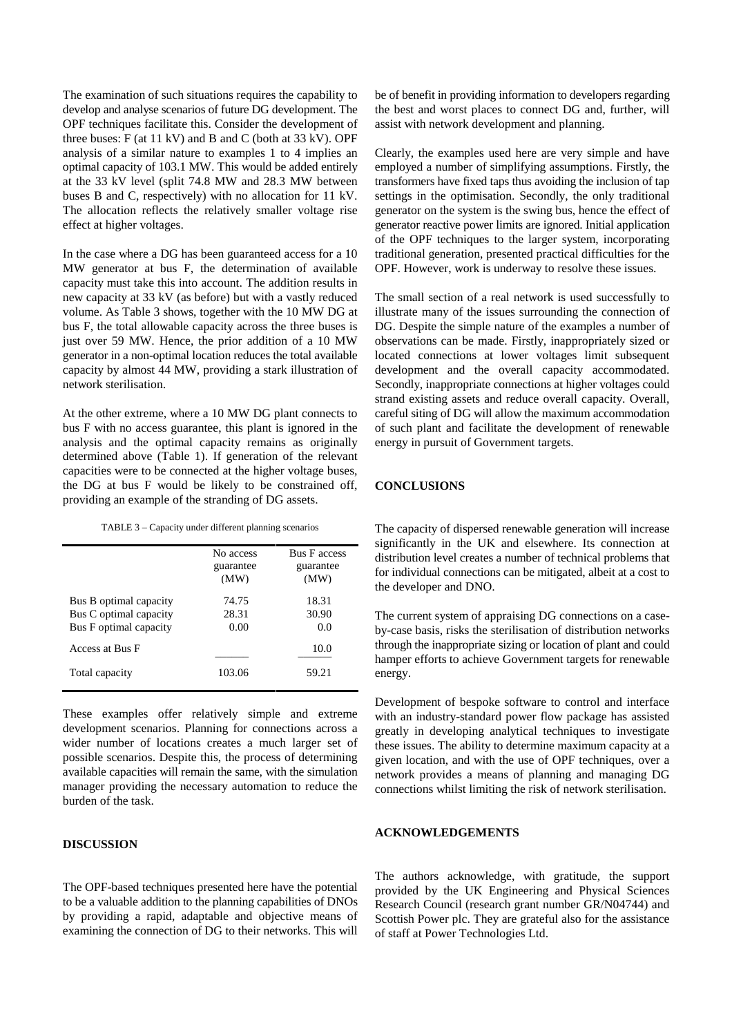The examination of such situations requires the capability to develop and analyse scenarios of future DG development. The OPF techniques facilitate this. Consider the development of three buses: F (at 11 kV) and B and C (both at 33 kV). OPF analysis of a similar nature to examples 1 to 4 implies an optimal capacity of 103.1 MW. This would be added entirely at the 33 kV level (split 74.8 MW and 28.3 MW between buses B and C, respectively) with no allocation for 11 kV. The allocation reflects the relatively smaller voltage rise effect at higher voltages.

In the case where a DG has been guaranteed access for a 10 MW generator at bus F, the determination of available capacity must take this into account. The addition results in new capacity at 33 kV (as before) but with a vastly reduced volume. As Table 3 shows, together with the 10 MW DG at bus F, the total allowable capacity across the three buses is just over 59 MW. Hence, the prior addition of a 10 MW generator in a non-optimal location reduces the total available capacity by almost 44 MW, providing a stark illustration of network sterilisation.

At the other extreme, where a 10 MW DG plant connects to bus F with no access guarantee, this plant is ignored in the analysis and the optimal capacity remains as originally determined above (Table 1). If generation of the relevant capacities were to be connected at the higher voltage buses, the DG at bus F would be likely to be constrained off, providing an example of the stranding of DG assets.

TABLE 3 – Capacity under different planning scenarios

| | No access guarantee (MW) | Bus F access guarantee (MW) |
|---|---|---|
| Bus B optimal capacity | 74.75 | 18.31 |
| Bus C optimal capacity | 28.31 | 30.90 |
| Bus F optimal capacity | 0.00 | 0.0 |
| Access at Bus F | | 10.0 |
| Total capacity | 103.06 | 59.21 |

These examples offer relatively simple and extreme development scenarios. Planning for connections across a wider number of locations creates a much larger set of possible scenarios. Despite this, the process of determining available capacities will remain the same, with the simulation manager providing the necessary automation to reduce the burden of the task.

## DISCUSSION

The OPF-based techniques presented here have the potential to be a valuable addition to the planning capabilities of DNOs by providing a rapid, adaptable and objective means of examining the connection of DG to their networks. This will be of benefit in providing information to developers regarding the best and worst places to connect DG and, further, will assist with network development and planning.

Clearly, the examples used here are very simple and have employed a number of simplifying assumptions. Firstly, the transformers have fixed taps thus avoiding the inclusion of tap settings in the optimisation. Secondly, the only traditional generator on the system is the swing bus, hence the effect of generator reactive power limits are ignored. Initial application of the OPF techniques to the larger system, incorporating traditional generation, presented practical difficulties for the OPF. However, work is underway to resolve these issues.

The small section of a real network is used successfully to illustrate many of the issues surrounding the connection of DG. Despite the simple nature of the examples a number of observations can be made. Firstly, inappropriately sized or located connections at lower voltages limit subsequent development and the overall capacity accommodated. Secondly, inappropriate connections at higher voltages could strand existing assets and reduce overall capacity. Overall, careful siting of DG will allow the maximum accommodation of such plant and facilitate the development of renewable energy in pursuit of Government targets.

## CONCLUSIONS

The capacity of dispersed renewable generation will increase significantly in the UK and elsewhere. Its connection at distribution level creates a number of technical problems that for individual connections can be mitigated, albeit at a cost to the developer and DNO.

The current system of appraising DG connections on a case-by-case basis, risks the sterilisation of distribution networks through the inappropriate sizing or location of plant and could hamper efforts to achieve Government targets for renewable energy.

Development of bespoke software to control and interface with an industry-standard power flow package has assisted greatly in developing analytical techniques to investigate these issues. The ability to determine maximum capacity at a given location, and with the use of OPF techniques, over a network provides a means of planning and managing DG connections whilst limiting the risk of network sterilisation.

## ACKNOWLEDGEMENTS

The authors acknowledge, with gratitude, the support provided by the UK Engineering and Physical Sciences Research Council (research grant number GR/N04744) and Scottish Power plc. They are grateful also for the assistance of staff at Power Technologies Ltd.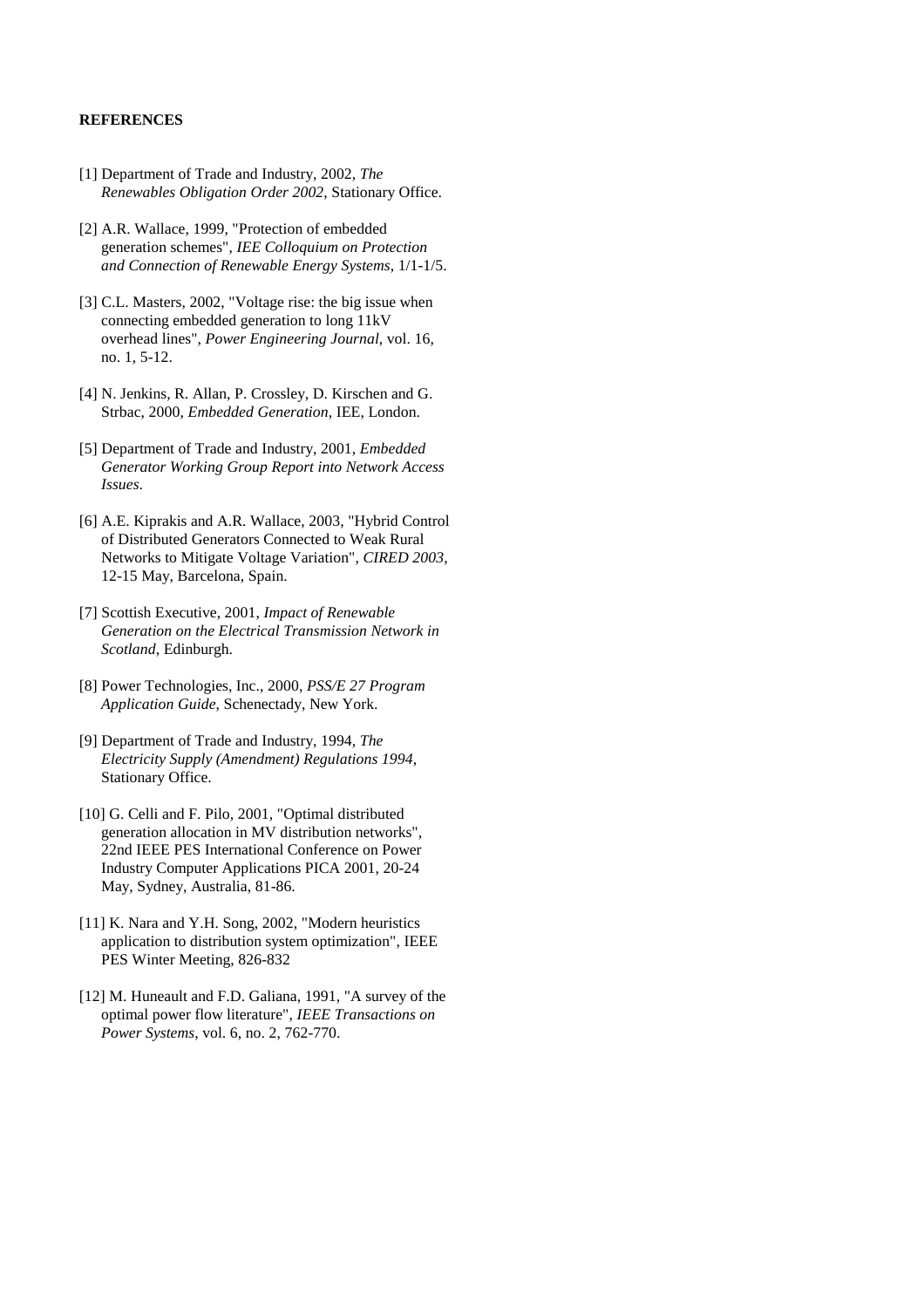**REFERENCES**

[1] Department of Trade and Industry, 2002, *The Renewables Obligation Order 2002*, Stationary Office.

[2] A.R. Wallace, 1999, "Protection of embedded generation schemes", *IEE Colloquium on Protection and Connection of Renewable Energy Systems*, 1/1-1/5.

[3] C.L. Masters, 2002, "Voltage rise: the big issue when connecting embedded generation to long 11kV overhead lines", *Power Engineering Journal*, vol. 16, no. 1, 5-12.

[4] N. Jenkins, R. Allan, P. Crossley, D. Kirschen and G. Strbac, 2000, *Embedded Generation*, IEE, London.

[5] Department of Trade and Industry, 2001, *Embedded Generator Working Group Report into Network Access Issues*.

[6] A.E. Kiprakis and A.R. Wallace, 2003, "Hybrid Control of Distributed Generators Connected to Weak Rural Networks to Mitigate Voltage Variation", *CIRED 2003*, 12-15 May, Barcelona, Spain.

[7] Scottish Executive, 2001, *Impact of Renewable Generation on the Electrical Transmission Network in Scotland*, Edinburgh.

[8] Power Technologies, Inc., 2000, *PSS/E 27 Program Application Guide*, Schenectady, New York.

[9] Department of Trade and Industry, 1994, *The Electricity Supply (Amendment) Regulations 1994*, Stationary Office.

[10] G. Celli and F. Pilo, 2001, "Optimal distributed generation allocation in MV distribution networks", 22nd IEEE PES International Conference on Power Industry Computer Applications PICA 2001, 20-24 May, Sydney, Australia, 81-86.

[11] K. Nara and Y.H. Song, 2002, "Modern heuristics application to distribution system optimization", IEEE PES Winter Meeting, 826-832

[12] M. Huneault and F.D. Galiana, 1991, "A survey of the optimal power flow literature", *IEEE Transactions on Power Systems*, vol. 6, no. 2, 762-770.